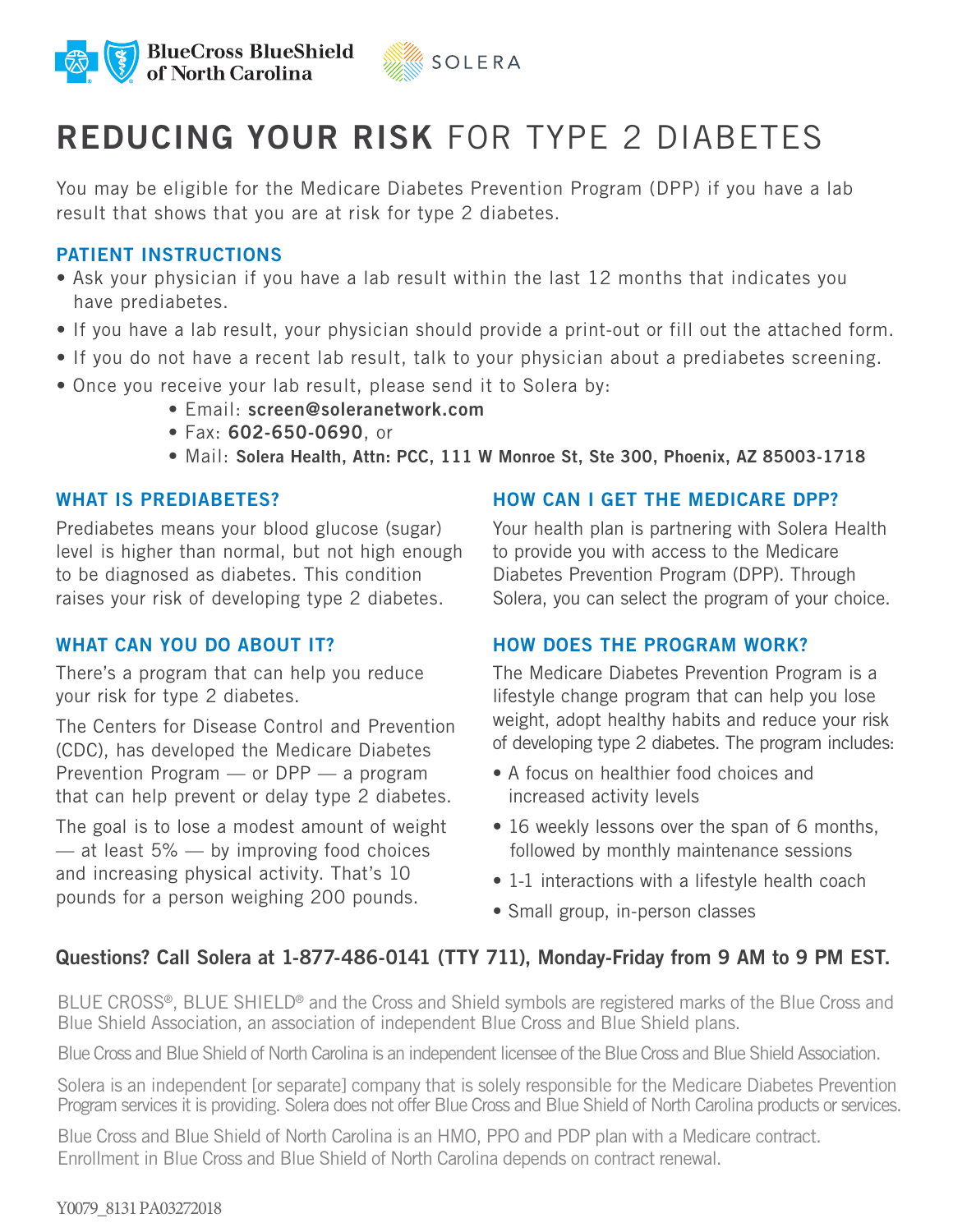BlueCross BlueShield of North Carolina

SOLERA

# REDUCING YOUR RISK FOR TYPE 2 DIABETES

You may be eligible for the Medicare Diabetes Prevention Program (DPP) if you have a lab result that shows that you are at risk for type 2 diabetes.

## PATIENT INSTRUCTIONS

- Ask your physician if you have a lab result within the last 12 months that indicates you have prediabetes.
- If you have a lab result, your physician should provide a print-out or fill out the attached form.
- If you do not have a recent lab result, talk to your physician about a prediabetes screening.
- Once you receive your lab result, please send it to Solera by:
  - Email: **screen@soleranetwork.com**
  - Fax: **602-650-0690**, or
  - Mail: **Solera Health, Attn: PCC, 111 W Monroe St, Ste 300, Phoenix, AZ 85003-1718**

## WHAT IS PREDIABETES?

Prediabetes means your blood glucose (sugar) level is higher than normal, but not high enough to be diagnosed as diabetes. This condition raises your risk of developing type 2 diabetes.

## WHAT CAN YOU DO ABOUT IT?

There's a program that can help you reduce your risk for type 2 diabetes.

The Centers for Disease Control and Prevention (CDC), has developed the Medicare Diabetes Prevention Program — or DPP — a program that can help prevent or delay type 2 diabetes.

The goal is to lose a modest amount of weight — at least 5% — by improving food choices and increasing physical activity. That's 10 pounds for a person weighing 200 pounds.

## HOW CAN I GET THE MEDICARE DPP?

Your health plan is partnering with Solera Health to provide you with access to the Medicare Diabetes Prevention Program (DPP). Through Solera, you can select the program of your choice.

## HOW DOES THE PROGRAM WORK?

The Medicare Diabetes Prevention Program is a lifestyle change program that can help you lose weight, adopt healthy habits and reduce your risk of developing type 2 diabetes. The program includes:

- A focus on healthier food choices and increased activity levels
- 16 weekly lessons over the span of 6 months, followed by monthly maintenance sessions
- 1-1 interactions with a lifestyle health coach
- Small group, in-person classes

**Questions? Call Solera at 1-877-486-0141 (TTY 711), Monday-Friday from 9 AM to 9 PM EST.**

BLUE CROSS®, BLUE SHIELD® and the Cross and Shield symbols are registered marks of the Blue Cross and Blue Shield Association, an association of independent Blue Cross and Blue Shield plans.

Blue Cross and Blue Shield of North Carolina is an independent licensee of the Blue Cross and Blue Shield Association.

Solera is an independent [or separate] company that is solely responsible for the Medicare Diabetes Prevention Program services it is providing. Solera does not offer Blue Cross and Blue Shield of North Carolina products or services.

Blue Cross and Blue Shield of North Carolina is an HMO, PPO and PDP plan with a Medicare contract. Enrollment in Blue Cross and Blue Shield of North Carolina depends on contract renewal.

Y0079_8131 PA03272018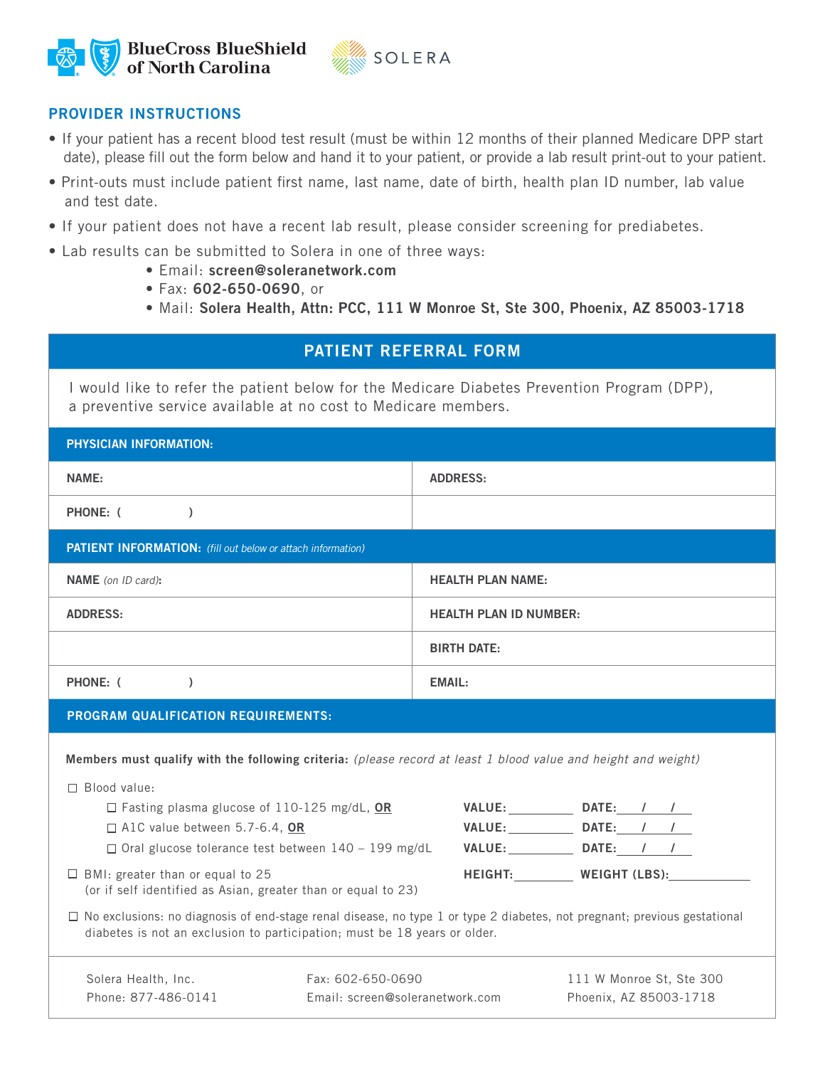BlueCross BlueShield of North Carolina

SOLERA

## PROVIDER INSTRUCTIONS

- If your patient has a recent blood test result (must be within 12 months of their planned Medicare DPP start date), please fill out the form below and hand it to your patient, or provide a lab result print-out to your patient.
- Print-outs must include patient first name, last name, date of birth, health plan ID number, lab value and test date.
- If your patient does not have a recent lab result, please consider screening for prediabetes.
- Lab results can be submitted to Solera in one of three ways:
  - Email: **screen@soleranetwork.com**
  - Fax: **602-650-0690**, or
  - Mail: **Solera Health, Attn: PCC, 111 W Monroe St, Ste 300, Phoenix, AZ 85003-1718**

## PATIENT REFERRAL FORM

I would like to refer the patient below for the Medicare Diabetes Prevention Program (DPP), a preventive service available at no cost to Medicare members.

### PHYSICIAN INFORMATION:

| | |
|---|---|
| **NAME:** | **ADDRESS:** |
| **PHONE: (          )** | |

### PATIENT INFORMATION: *(fill out below or attach information)*

| | |
|---|---|
| **NAME** *(on ID card)*: | **HEALTH PLAN NAME:** |
| **ADDRESS:** | **HEALTH PLAN ID NUMBER:** |
| | **BIRTH DATE:** |
| **PHONE: (          )** | **EMAIL:** |

### PROGRAM QUALIFICATION REQUIREMENTS:

**Members must qualify with the following criteria:** *(please record at least 1 blood value and height and weight)*

☐ Blood value:

- ☐ Fasting plasma glucose of 110-125 mg/dL, **OR** — **VALUE:** ________ **DATE:** ___/___/___
- ☐ A1C value between 5.7-6.4, **OR** — **VALUE:** ________ **DATE:** ___/___/___
- ☐ Oral glucose tolerance test between 140 – 199 mg/dL — **VALUE:** ________ **DATE:** ___/___/___

☐ BMI: greater than or equal to 25 (or if self identified as Asian, greater than or equal to 23) — **HEIGHT:** ________ **WEIGHT (LBS):** ____________

☐ No exclusions: no diagnosis of end-stage renal disease, no type 1 or type 2 diabetes, not pregnant; previous gestational diabetes is not an exclusion to participation; must be 18 years or older.

Solera Health, Inc.
Phone: 877-486-0141

Fax: 602-650-0690
Email: screen@soleranetwork.com

111 W Monroe St, Ste 300
Phoenix, AZ 85003-1718